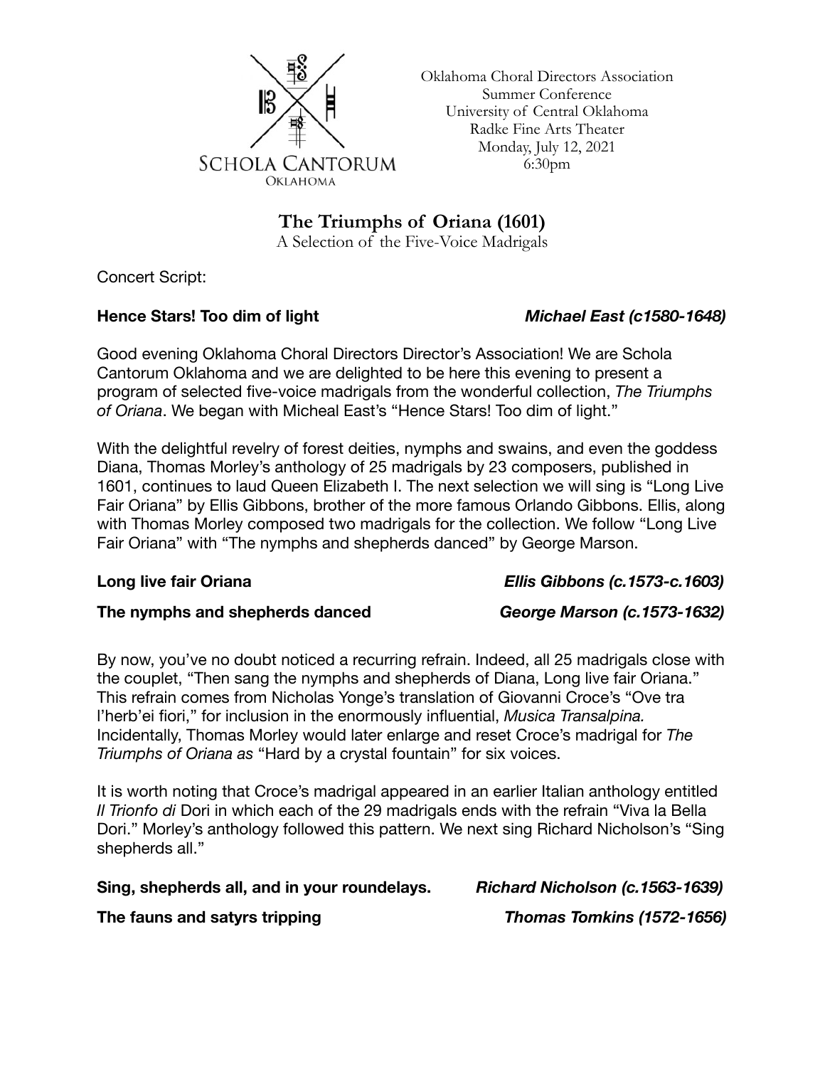SCHOLA CANTORUM
OKLAHOMA

Oklahoma Choral Directors Association
Summer Conference
University of Central Oklahoma
Radke Fine Arts Theater
Monday, July 12, 2021
6:30pm

# The Triumphs of Oriana (1601)

A Selection of the Five-Voice Madrigals

Concert Script:

**Hence Stars! Too dim of light** ***Michael East (c1580-1648)***

Good evening Oklahoma Choral Directors Director's Association! We are Schola Cantorum Oklahoma and we are delighted to be here this evening to present a program of selected five-voice madrigals from the wonderful collection, *The Triumphs of Oriana*. We began with Micheal East's "Hence Stars! Too dim of light."

With the delightful revelry of forest deities, nymphs and swains, and even the goddess Diana, Thomas Morley's anthology of 25 madrigals by 23 composers, published in 1601, continues to laud Queen Elizabeth I. The next selection we will sing is "Long Live Fair Oriana" by Ellis Gibbons, brother of the more famous Orlando Gibbons. Ellis, along with Thomas Morley composed two madrigals for the collection. We follow "Long Live Fair Oriana" with "The nymphs and shepherds danced" by George Marson.

**Long live fair Oriana** ***Ellis Gibbons (c.1573-c.1603)***

**The nymphs and shepherds danced** ***George Marson (c.1573-1632)***

By now, you've no doubt noticed a recurring refrain. Indeed, all 25 madrigals close with the couplet, "Then sang the nymphs and shepherds of Diana, Long live fair Oriana." This refrain comes from Nicholas Yonge's translation of Giovanni Croce's "Ove tra l'herb'ei fiori," for inclusion in the enormously influential, *Musica Transalpina.* Incidentally, Thomas Morley would later enlarge and reset Croce's madrigal for *The Triumphs of Oriana as* "Hard by a crystal fountain" for six voices.

It is worth noting that Croce's madrigal appeared in an earlier Italian anthology entitled *Il Trionfo di* Dori in which each of the 29 madrigals ends with the refrain "Viva la Bella Dori." Morley's anthology followed this pattern. We next sing Richard Nicholson's "Sing shepherds all."

**Sing, shepherds all, and in your roundelays.** ***Richard Nicholson (c.1563-1639)***

**The fauns and satyrs tripping** ***Thomas Tomkins (1572-1656)***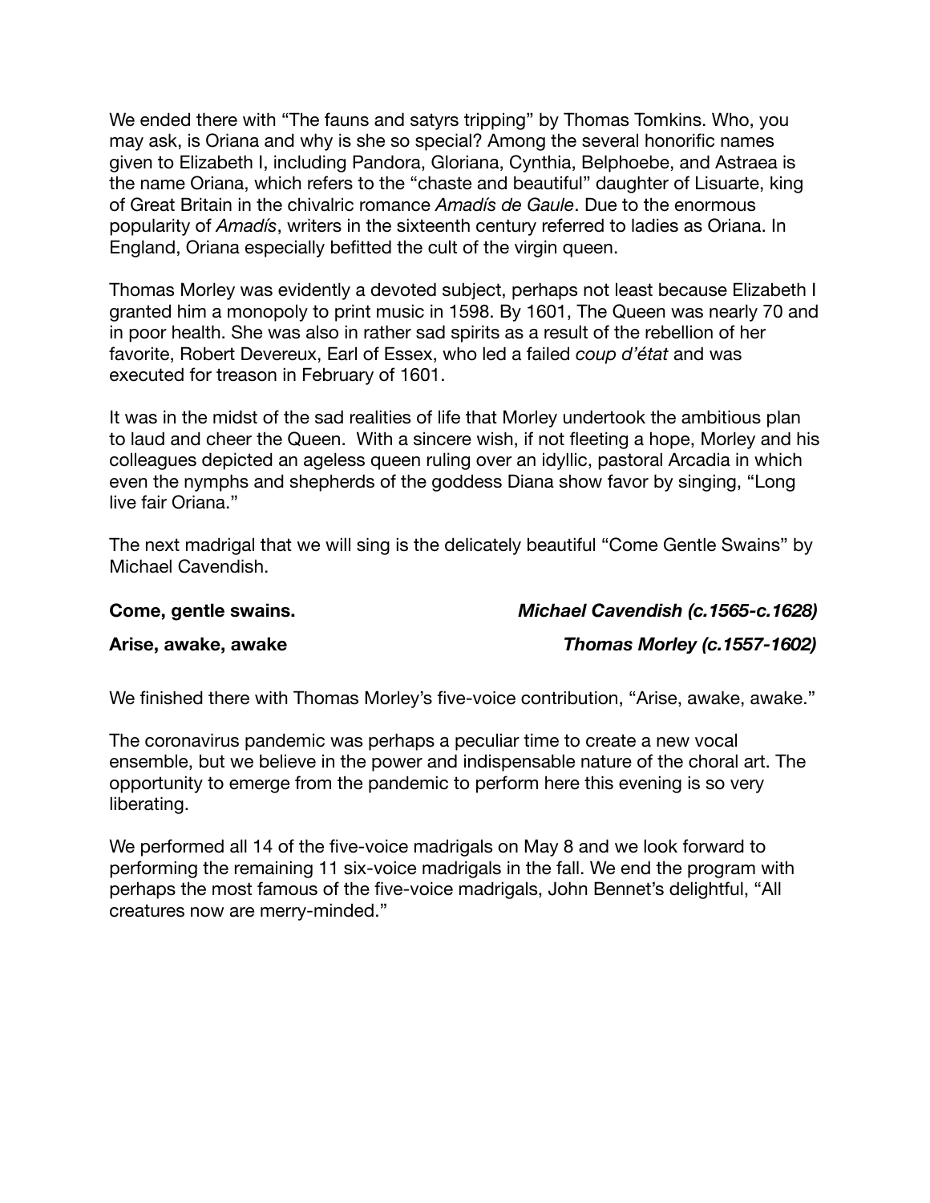We ended there with "The fauns and satyrs tripping" by Thomas Tomkins. Who, you may ask, is Oriana and why is she so special? Among the several honorific names given to Elizabeth I, including Pandora, Gloriana, Cynthia, Belphoebe, and Astraea is the name Oriana, which refers to the "chaste and beautiful" daughter of Lisuarte, king of Great Britain in the chivalric romance *Amadís de Gaule*. Due to the enormous popularity of *Amadís*, writers in the sixteenth century referred to ladies as Oriana. In England, Oriana especially befitted the cult of the virgin queen.

Thomas Morley was evidently a devoted subject, perhaps not least because Elizabeth I granted him a monopoly to print music in 1598. By 1601, The Queen was nearly 70 and in poor health. She was also in rather sad spirits as a result of the rebellion of her favorite, Robert Devereux, Earl of Essex, who led a failed *coup d'état* and was executed for treason in February of 1601.

It was in the midst of the sad realities of life that Morley undertook the ambitious plan to laud and cheer the Queen. With a sincere wish, if not fleeting a hope, Morley and his colleagues depicted an ageless queen ruling over an idyllic, pastoral Arcadia in which even the nymphs and shepherds of the goddess Diana show favor by singing, "Long live fair Oriana."

The next madrigal that we will sing is the delicately beautiful "Come Gentle Swains" by Michael Cavendish.

**Come, gentle swains.** *Michael Cavendish (c.1565-c.1628)*

**Arise, awake, awake** *Thomas Morley (c.1557-1602)*

We finished there with Thomas Morley's five-voice contribution, "Arise, awake, awake."

The coronavirus pandemic was perhaps a peculiar time to create a new vocal ensemble, but we believe in the power and indispensable nature of the choral art. The opportunity to emerge from the pandemic to perform here this evening is so very liberating.

We performed all 14 of the five-voice madrigals on May 8 and we look forward to performing the remaining 11 six-voice madrigals in the fall. We end the program with perhaps the most famous of the five-voice madrigals, John Bennet's delightful, "All creatures now are merry-minded."